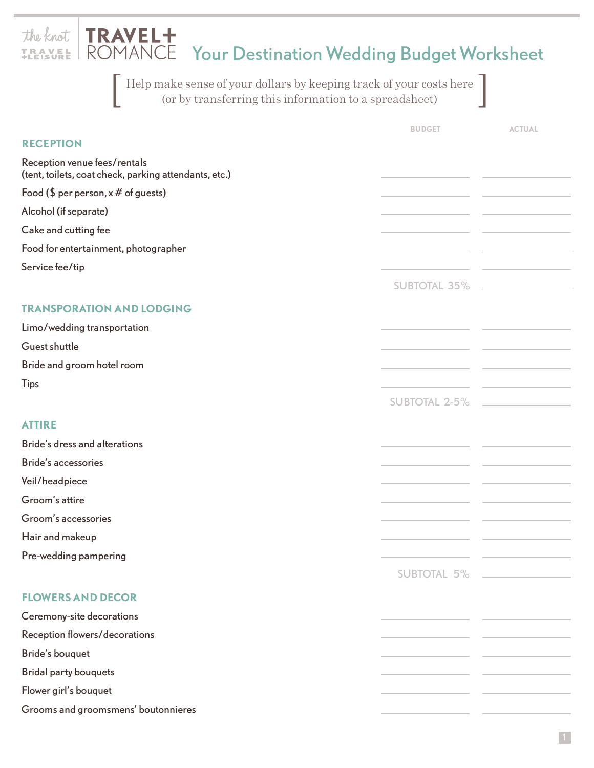the knot TRAVEL + LEISURE | TRAVEL+ ROMANCE

# Your Destination Wedding Budget Worksheet

[ Help make sense of your dollars by keeping track of your costs here (or by transferring this information to a spreadsheet) ]

| | BUDGET | ACTUAL |
|---|---|---|
| **RECEPTION** | | |
| Reception venue fees/rentals (tent, toilets, coat check, parking attendants, etc.) | | |
| Food ($ per person, x # of guests) | | |
| Alcohol (if separate) | | |
| Cake and cutting fee | | |
| Food for entertainment, photographer | | |
| Service fee/tip | | |
| | SUBTOTAL 35% | |
| **TRANSPORATION AND LODGING** | | |
| Limo/wedding transportation | | |
| Guest shuttle | | |
| Bride and groom hotel room | | |
| Tips | | |
| | SUBTOTAL 2-5% | |
| **ATTIRE** | | |
| Bride's dress and alterations | | |
| Bride's accessories | | |
| Veil/headpiece | | |
| Groom's attire | | |
| Groom's accessories | | |
| Hair and makeup | | |
| Pre-wedding pampering | | |
| | SUBTOTAL 5% | |
| **FLOWERS AND DECOR** | | |
| Ceremony-site decorations | | |
| Reception flowers/decorations | | |
| Bride's bouquet | | |
| Bridal party bouquets | | |
| Flower girl's bouquet | | |
| Grooms and groomsmens' boutonnieres | | |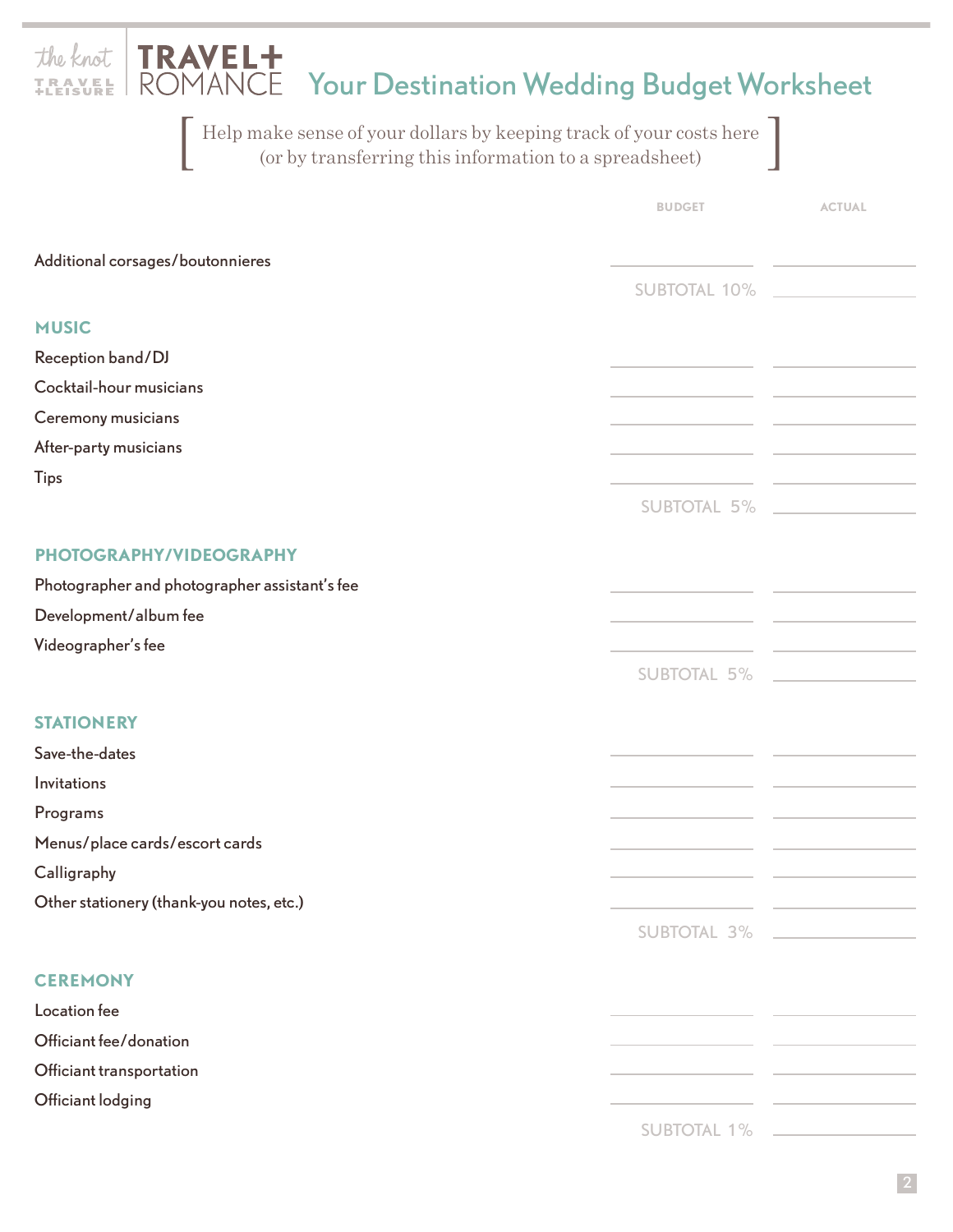# Your Destination Wedding Budget Worksheet

[ Help make sense of your dollars by keeping track of your costs here (or by transferring this information to a spreadsheet) ]

| | BUDGET | ACTUAL |
|---|---|---|
| Additional corsages/boutonnieres | | |
| | SUBTOTAL 10% | |
| **MUSIC** | | |
| Reception band/DJ | | |
| Cocktail-hour musicians | | |
| Ceremony musicians | | |
| After-party musicians | | |
| Tips | | |
| | SUBTOTAL 5% | |
| **PHOTOGRAPHY/VIDEOGRAPHY** | | |
| Photographer and photographer assistant's fee | | |
| Development/album fee | | |
| Videographer's fee | | |
| | SUBTOTAL 5% | |
| **STATIONERY** | | |
| Save-the-dates | | |
| Invitations | | |
| Programs | | |
| Menus/place cards/escort cards | | |
| Calligraphy | | |
| Other stationery (thank-you notes, etc.) | | |
| | SUBTOTAL 3% | |
| **CEREMONY** | | |
| Location fee | | |
| Officiant fee/donation | | |
| Officiant transportation | | |
| Officiant lodging | | |
| | SUBTOTAL 1% | |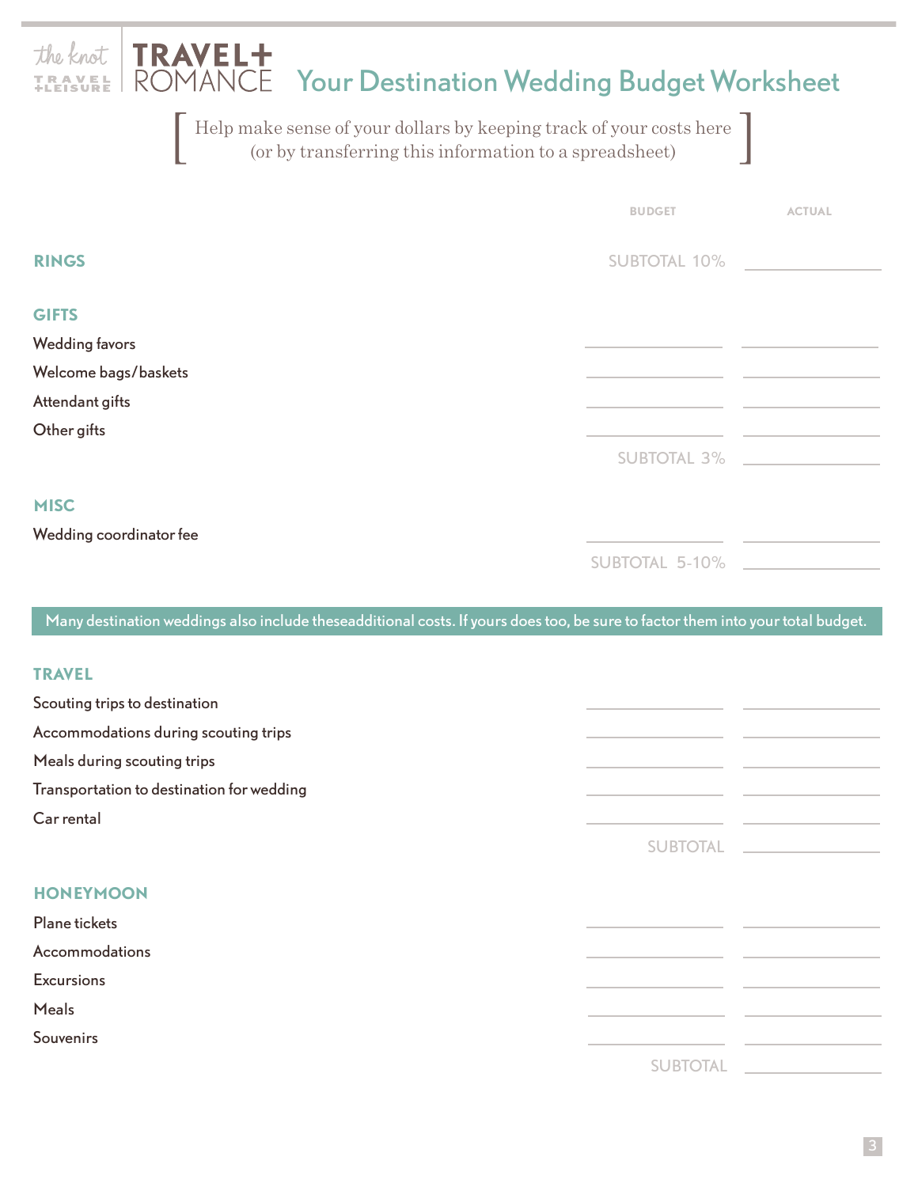the knot TRAVEL+LEISURE | TRAVEL+ ROMANCE

# Your Destination Wedding Budget Worksheet

[ Help make sense of your dollars by keeping track of your costs here (or by transferring this information to a spreadsheet) ]

| | BUDGET | ACTUAL |
|---|---|---|
| **RINGS** | SUBTOTAL 10% | |
| **GIFTS** | | |
| Wedding favors | | |
| Welcome bags/baskets | | |
| Attendant gifts | | |
| Other gifts | | |
| | SUBTOTAL 3% | |
| **MISC** | | |
| Wedding coordinator fee | | |
| | SUBTOTAL 5-10% | |

Many destination weddings also include theseadditional costs. If yours does too, be sure to factor them into your total budget.

| | BUDGET | ACTUAL |
|---|---|---|
| **TRAVEL** | | |
| Scouting trips to destination | | |
| Accommodations during scouting trips | | |
| Meals during scouting trips | | |
| Transportation to destination for wedding | | |
| Car rental | | |
| | SUBTOTAL | |
| **HONEYMOON** | | |
| Plane tickets | | |
| Accommodations | | |
| Excursions | | |
| Meals | | |
| Souvenirs | | |
| | SUBTOTAL | |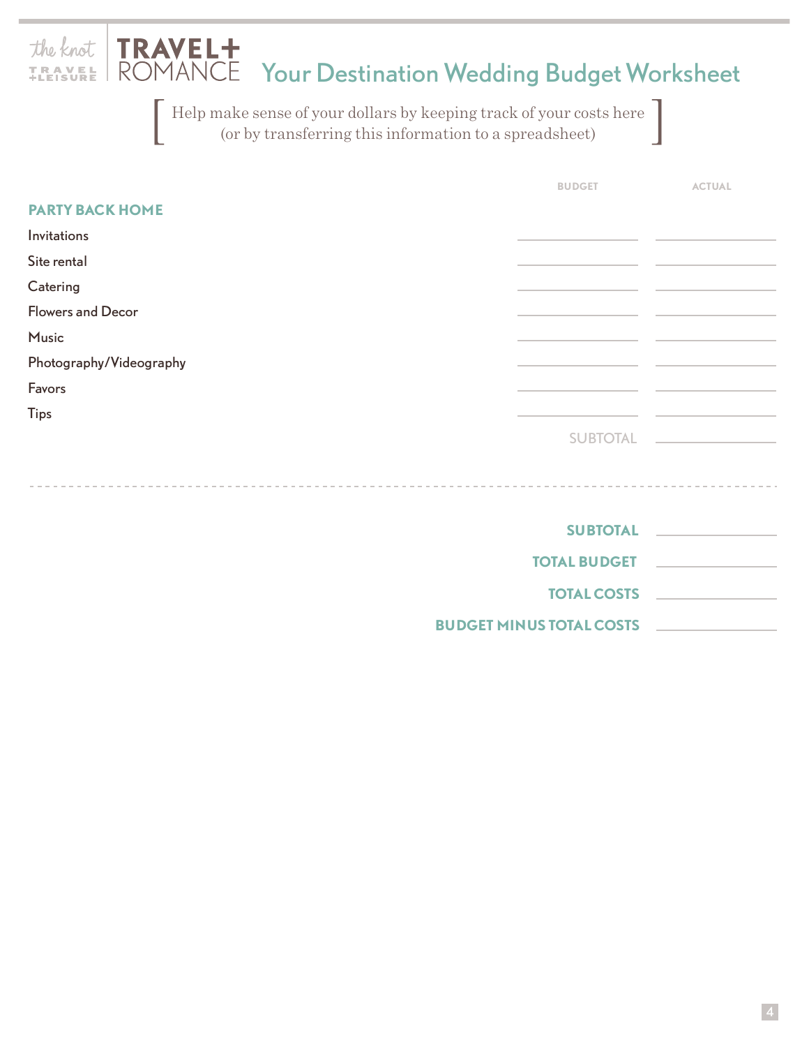# Your Destination Wedding Budget Worksheet

[ Help make sense of your dollars by keeping track of your costs here (or by transferring this information to a spreadsheet) ]

| | BUDGET | ACTUAL |
|---|---|---|
| **PARTY BACK HOME** | | |
| Invitations | | |
| Site rental | | |
| Catering | | |
| Flowers and Decor | | |
| Music | | |
| Photography/Videography | | |
| Favors | | |
| Tips | | |
| | SUBTOTAL | |

---

| | |
|---|---|
| **SUBTOTAL** | |
| **TOTAL BUDGET** | |
| **TOTAL COSTS** | |
| **BUDGET MINUS TOTAL COSTS** | |